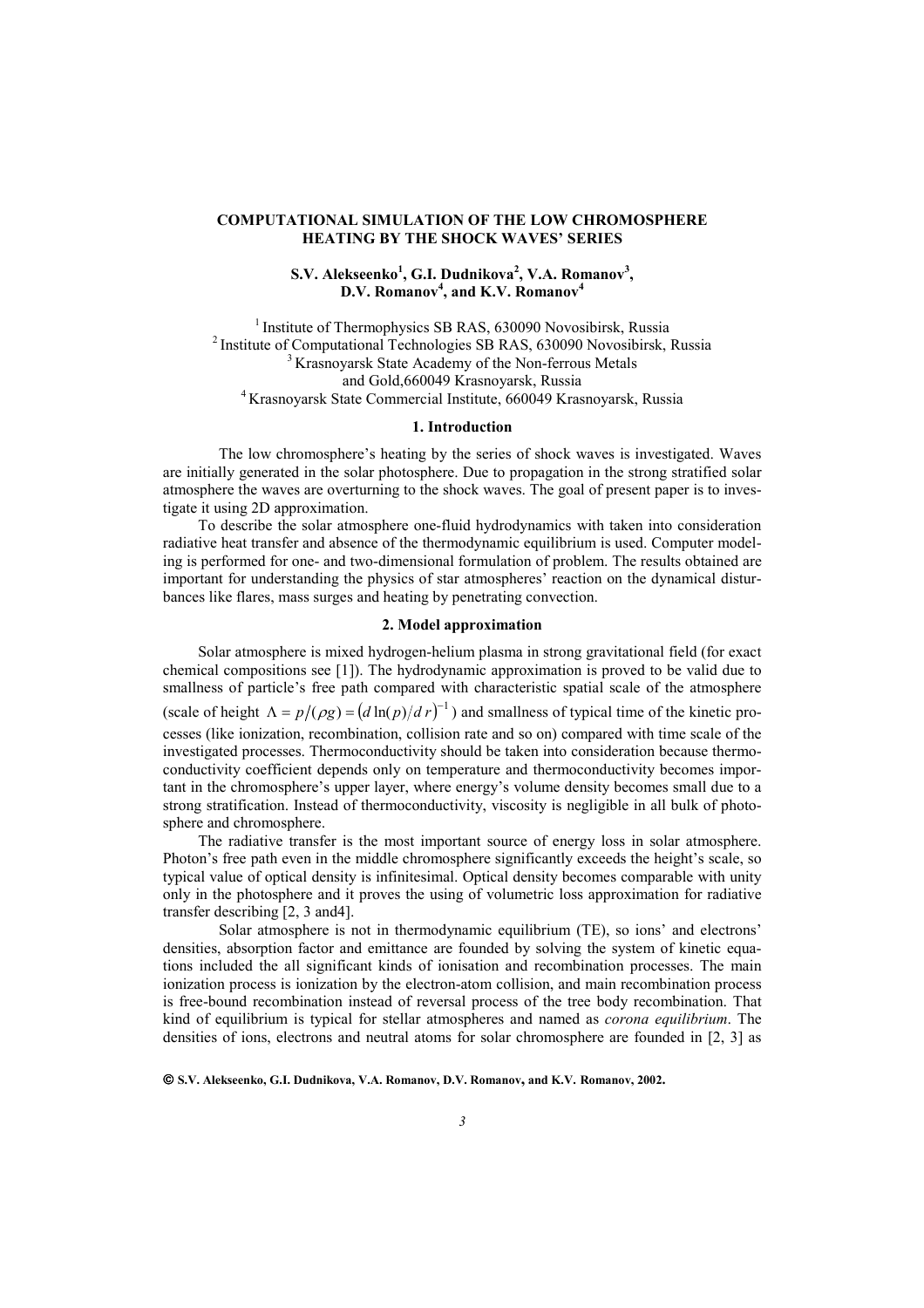# COMPUTATIONAL SIMULATION OF THE LOW CHROMOSPHERE HEATING BY THE SHOCK WAVES' SERIES

**S.V. Alekseenko[1], G.I. Dudnikova[2], V.A. Romanov[3], D.V. Romanov[4], and K.V. Romanov[4]**

[1] Institute of Thermophysics SB RAS, 630090 Novosibirsk, Russia
[2] Institute of Computational Technologies SB RAS, 630090 Novosibirsk, Russia
[3] Krasnoyarsk State Academy of the Non-ferrous Metals and Gold,660049 Krasnoyarsk, Russia
[4] Krasnoyarsk State Commercial Institute, 660049 Krasnoyarsk, Russia

## 1. Introduction

The low chromosphere's heating by the series of shock waves is investigated. Waves are initially generated in the solar photosphere. Due to propagation in the strong stratified solar atmosphere the waves are overturning to the shock waves. The goal of present paper is to investigate it using 2D approximation.

To describe the solar atmosphere one-fluid hydrodynamics with taken into consideration radiative heat transfer and absence of the thermodynamic equilibrium is used. Computer modeling is performed for one- and two-dimensional formulation of problem. The results obtained are important for understanding the physics of star atmospheres' reaction on the dynamical disturbances like flares, mass surges and heating by penetrating convection.

## 2. Model approximation

Solar atmosphere is mixed hydrogen-helium plasma in strong gravitational field (for exact chemical compositions see [1]). The hydrodynamic approximation is proved to be valid due to smallness of particle's free path compared with characteristic spatial scale of the atmosphere (scale of height $\Lambda = p/(\rho g) = \left(d\ln(p)/d\,r\right)^{-1}$) and smallness of typical time of the kinetic processes (like ionization, recombination, collision rate and so on) compared with time scale of the investigated processes. Thermoconductivity should be taken into consideration because thermoconductivity coefficient depends only on temperature and thermoconductivity becomes important in the chromosphere's upper layer, where energy's volume density becomes small due to a strong stratification. Instead of thermoconductivity, viscosity is negligible in all bulk of photosphere and chromosphere.

The radiative transfer is the most important source of energy loss in solar atmosphere. Photon's free path even in the middle chromosphere significantly exceeds the height's scale, so typical value of optical density is infinitesimal. Optical density becomes comparable with unity only in the photosphere and it proves the using of volumetric loss approximation for radiative transfer describing [2, 3 and4].

Solar atmosphere is not in thermodynamic equilibrium (TE), so ions' and electrons' densities, absorption factor and emittance are founded by solving the system of kinetic equations included the all significant kinds of ionisation and recombination processes. The main ionization process is ionization by the electron-atom collision, and main recombination process is free-bound recombination instead of reversal process of the tree body recombination. That kind of equilibrium is typical for stellar atmospheres and named as *corona equilibrium*. The densities of ions, electrons and neutral atoms for solar chromosphere are founded in [2, 3] as

**© S.V. Alekseenko, G.I. Dudnikova, V.A. Romanov, D.V. Romanov, and K.V. Romanov, 2002.**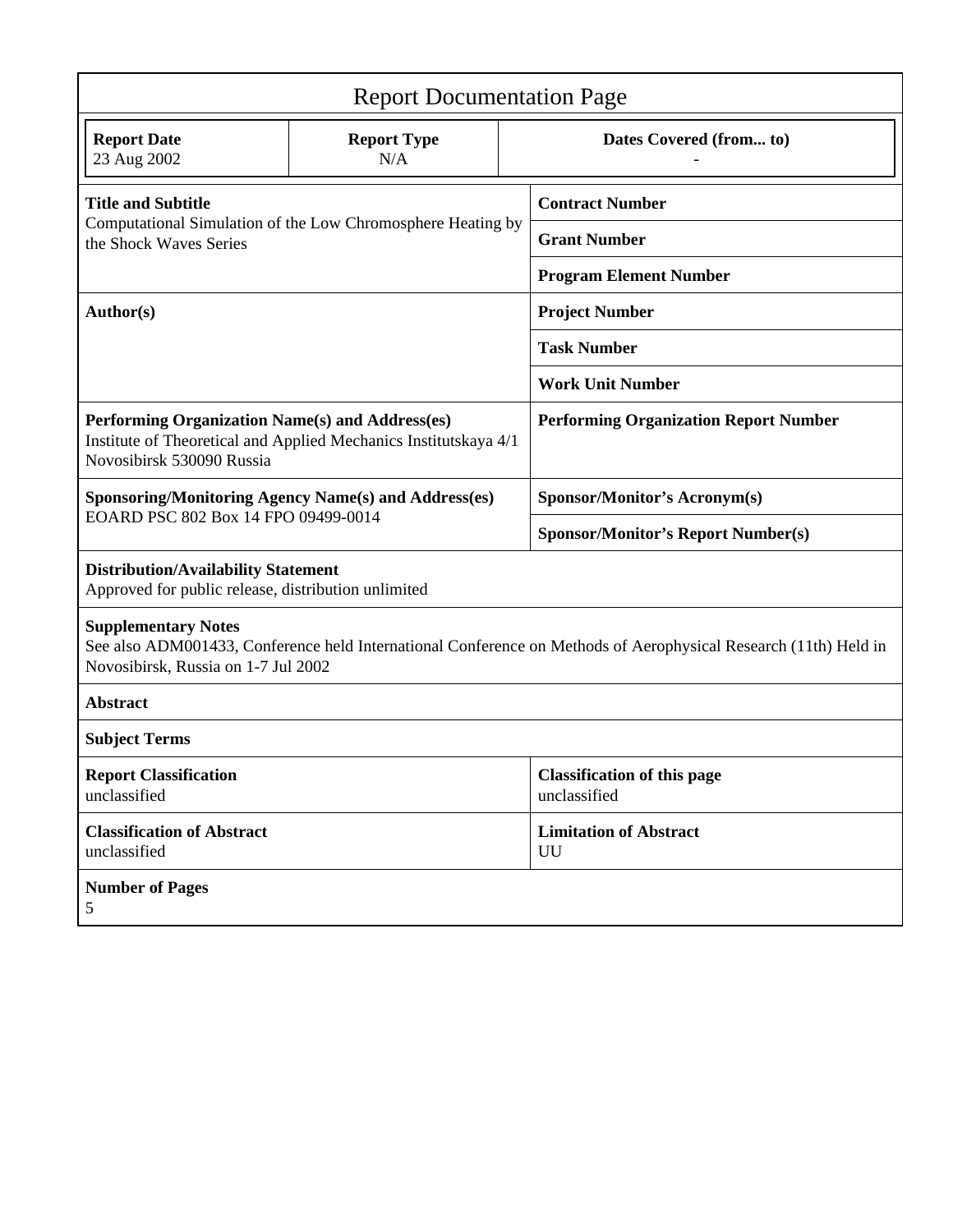# Report Documentation Page

| Report Date | Report Type | Dates Covered (from... to) |
|---|---|---|
| 23 Aug 2002 | N/A | - |

| | |
|---|---|
| **Title and Subtitle**<br>Computational Simulation of the Low Chromosphere Heating by the Shock Waves Series | **Contract Number** |
| | **Grant Number** |
| | **Program Element Number** |
| **Author(s)** | **Project Number** |
| | **Task Number** |
| | **Work Unit Number** |
| **Performing Organization Name(s) and Address(es)**<br>Institute of Theoretical and Applied Mechanics Institutskaya 4/1 Novosibirsk 530090 Russia | **Performing Organization Report Number** |
| **Sponsoring/Monitoring Agency Name(s) and Address(es)**<br>EOARD PSC 802 Box 14 FPO 09499-0014 | **Sponsor/Monitor's Acronym(s)** |
| | **Sponsor/Monitor's Report Number(s)** |

**Distribution/Availability Statement**
Approved for public release, distribution unlimited

**Supplementary Notes**
See also ADM001433, Conference held International Conference on Methods of Aerophysical Research (11th) Held in Novosibirsk, Russia on 1-7 Jul 2002

**Abstract**

**Subject Terms**

| | |
|---|---|
| **Report Classification**<br>unclassified | **Classification of this page**<br>unclassified |
| **Classification of Abstract**<br>unclassified | **Limitation of Abstract**<br>UU |

**Number of Pages**
5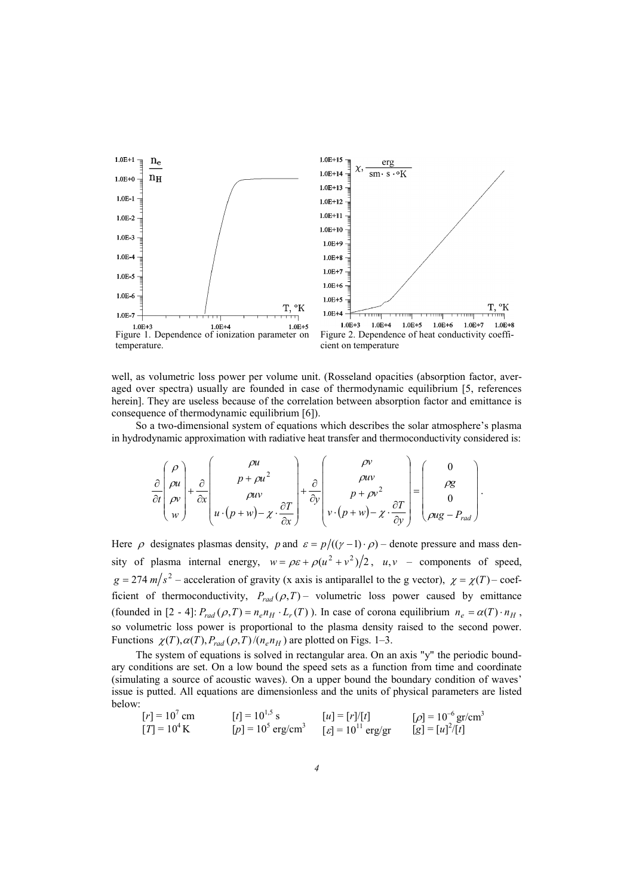Figure 1. Dependence of ionization parameter on temperature.

Figure 2. Dependence of heat conductivity coefficient on temperature

well, as volumetric loss power per volume unit. (Rosseland opacities (absorption factor, averaged over spectra) usually are founded in case of thermodynamic equilibrium [5, references herein]. They are useless because of the correlation between absorption factor and emittance is consequence of thermodynamic equilibrium [6]).

So a two-dimensional system of equations which describes the solar atmosphere's plasma in hydrodynamic approximation with radiative heat transfer and thermoconductivity considered is:

$$\frac{\partial}{\partial t}\begin{pmatrix}\rho \\ \rho u \\ \rho v \\ w\end{pmatrix}+\frac{\partial}{\partial x}\begin{pmatrix}\rho u \\ p+\rho u^2 \\ \rho u v \\ u\cdot(p+w)-\chi\cdot\dfrac{\partial T}{\partial x}\end{pmatrix}+\frac{\partial}{\partial y}\begin{pmatrix}\rho v \\ \rho u v \\ p+\rho v^2 \\ v\cdot(p+w)-\chi\cdot\dfrac{\partial T}{\partial y}\end{pmatrix}=\begin{pmatrix}0 \\ \rho g \\ 0 \\ \rho u g-P_{rad}\end{pmatrix}.$$

Here $\rho$ designates plasmas density, $p$ and $\varepsilon = p/((\gamma-1)\cdot\rho)$ – denote pressure and mass density of plasma internal energy, $w=\rho\varepsilon+\rho(u^2+v^2)/2$, $u, v$ – components of speed, $g = 274\ m/s^2$ – acceleration of gravity (x axis is antiparallel to the g vector), $\chi = \chi(T)$ – coefficient of thermoconductivity, $P_{rad}(\rho, T)$ – volumetric loss power caused by emittance (founded in [2 - 4]: $P_{rad}(\rho,T)=n_e n_H\cdot L_r(T)$ ). In case of corona equilibrium $n_e=\alpha(T)\cdot n_H$, so volumetric loss power is proportional to the plasma density raised to the second power. Functions $\chi(T), \alpha(T), P_{rad}(\rho,T)/(n_e n_H)$ are plotted on Figs. 1–3.

The system of equations is solved in rectangular area. On an axis "y" the periodic boundary conditions are set. On a low bound the speed sets as a function from time and coordinate (simulating a source of acoustic waves). On a upper bound the boundary condition of waves' issue is putted. All equations are dimensionless and the units of physical parameters are listed below:

| | | | |
|---|---|---|---|
| $[r] = 10^7$ cm | $[t] = 10^{1,5}$ s | $[u] = [r]/[t]$ | $[\rho] = 10^{-6}$ gr/cm$^3$ |
| $[T] = 10^4$ K | $[p] = 10^5$ erg/cm$^3$ | $[\varepsilon] = 10^{11}$ erg/gr | $[g] = [u]^2/[t]$ |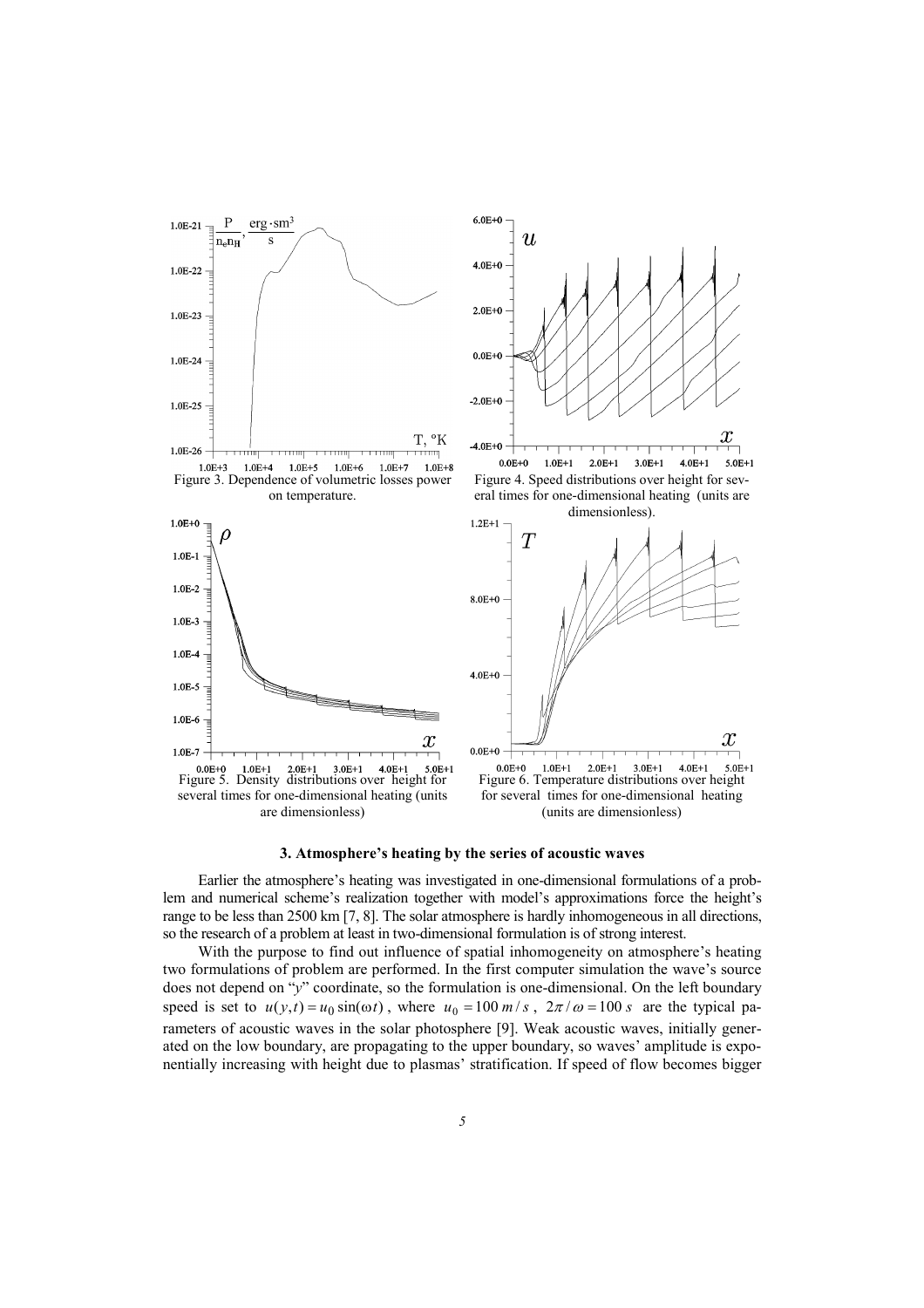Figure 3. Dependence of volumetric losses power on temperature.

Figure 4. Speed distributions over height for several times for one-dimensional heating (units are dimensionless).

Figure 5. Density distributions over height for several times for one-dimensional heating (units are dimensionless)

Figure 6. Temperature distributions over height for several times for one-dimensional heating (units are dimensionless)

## 3. Atmosphere's heating by the series of acoustic waves

Earlier the atmosphere's heating was investigated in one-dimensional formulations of a problem and numerical scheme's realization together with model's approximations force the height's range to be less than 2500 km [7, 8]. The solar atmosphere is hardly inhomogeneous in all directions, so the research of a problem at least in two-dimensional formulation is of strong interest.

With the purpose to find out influence of spatial inhomogeneity on atmosphere's heating two formulations of problem are performed. In the first computer simulation the wave's source does not depend on "*y*" coordinate, so the formulation is one-dimensional. On the left boundary speed is set to $u(y,t) = u_0 \sin(\omega t)$, where $u_0 = 100\ m/s$, $2\pi/\omega = 100\ s$ are the typical parameters of acoustic waves in the solar photosphere [9]. Weak acoustic waves, initially generated on the low boundary, are propagating to the upper boundary, so waves' amplitude is exponentially increasing with height due to plasmas' stratification. If speed of flow becomes bigger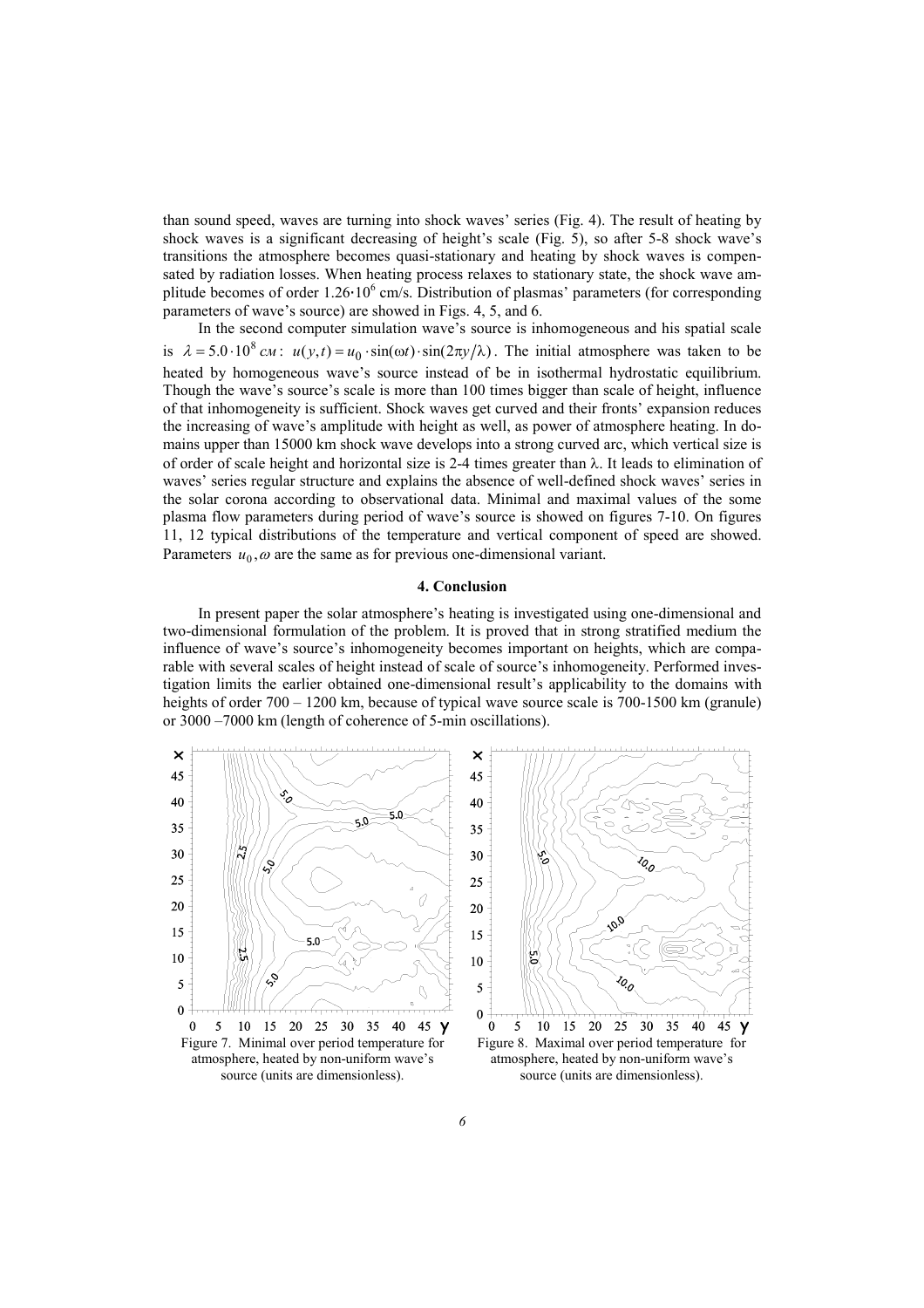than sound speed, waves are turning into shock waves' series (Fig. 4). The result of heating by shock waves is a significant decreasing of height's scale (Fig. 5), so after 5-8 shock wave's transitions the atmosphere becomes quasi-stationary and heating by shock waves is compensated by radiation losses. When heating process relaxes to stationary state, the shock wave amplitude becomes of order $1.26 \cdot 10^6$ cm/s. Distribution of plasmas' parameters (for corresponding parameters of wave's source) are showed in Figs. 4, 5, and 6.

In the second computer simulation wave's source is inhomogeneous and his spatial scale is $\lambda = 5.0 \cdot 10^8$ см: $u(y,t) = u_0 \cdot \sin(\omega t) \cdot \sin(2\pi y/\lambda)$. The initial atmosphere was taken to be heated by homogeneous wave's source instead of be in isothermal hydrostatic equilibrium. Though the wave's source's scale is more than 100 times bigger than scale of height, influence of that inhomogeneity is sufficient. Shock waves get curved and their fronts' expansion reduces the increasing of wave's amplitude with height as well, as power of atmosphere heating. In domains upper than 15000 km shock wave develops into a strong curved arc, which vertical size is of order of scale height and horizontal size is 2-4 times greater than $\lambda$. It leads to elimination of waves' series regular structure and explains the absence of well-defined shock waves' series in the solar corona according to observational data. Minimal and maximal values of the some plasma flow parameters during period of wave's source is showed on figures 7-10. On figures 11, 12 typical distributions of the temperature and vertical component of speed are showed. Parameters $u_0, \omega$ are the same as for previous one-dimensional variant.

## 4. Conclusion

In present paper the solar atmosphere's heating is investigated using one-dimensional and two-dimensional formulation of the problem. It is proved that in strong stratified medium the influence of wave's source's inhomogeneity becomes important on heights, which are comparable with several scales of height instead of scale of source's inhomogeneity. Performed investigation limits the earlier obtained one-dimensional result's applicability to the domains with heights of order 700 – 1200 km, because of typical wave source scale is 700-1500 km (granule) or 3000 –7000 km (length of coherence of 5-min oscillations).

Figure 7. Minimal over period temperature for atmosphere, heated by non-uniform wave's source (units are dimensionless).

Figure 8. Maximal over period temperature for atmosphere, heated by non-uniform wave's source (units are dimensionless).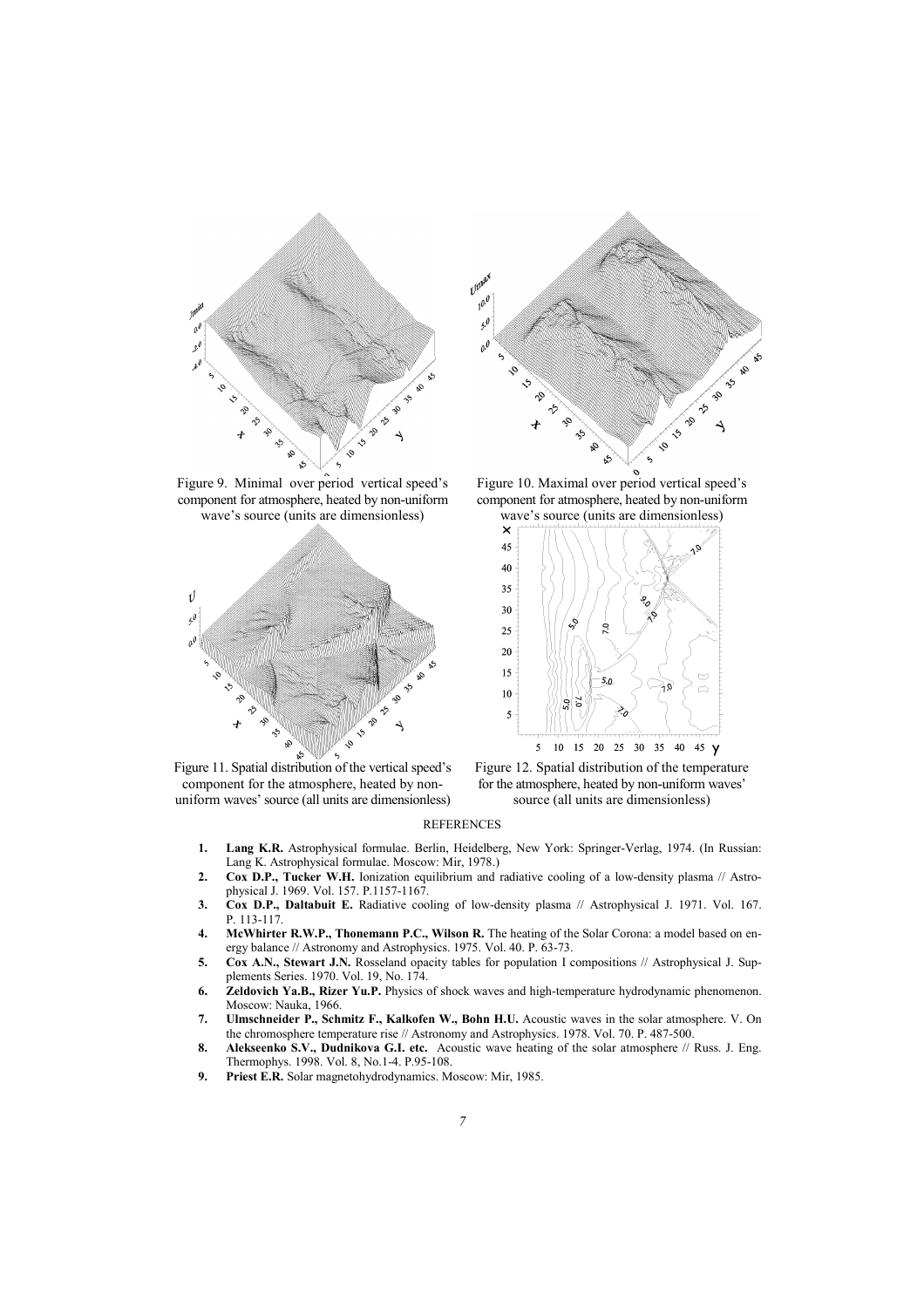Umin

0.0

-2.0

-4.0

5 10 15 20 25 30 35 40 45 x

5 10 15 20 25 30 35 40 45 y

Figure 9. Minimal over period vertical speed's component for atmosphere, heated by non-uniform wave's source (units are dimensionless)

Umax

10.0

5.0

0.0

5 10 15 20 25 30 35 40 45 x

0 5 10 15 20 25 30 35 40 45 y

Figure 10. Maximal over period vertical speed's component for atmosphere, heated by non-uniform wave's source (units are dimensionless)

U

5.0

0.0

5 10 15 20 25 30 35 40 45 x

5 10 15 20 25 30 35 40 45 y

Figure 11. Spatial distribution of the vertical speed's component for the atmosphere, heated by non-uniform waves' source (all units are dimensionless)

x

45 40 35 30 25 20 15 10 5

7.0 9.0 7.0 5.0 7.0 5.0 7.0 5.0 7.0 7.0 7.0

5 10 15 20 25 30 35 40 45 y

Figure 12. Spatial distribution of the temperature for the atmosphere, heated by non-uniform waves' source (all units are dimensionless)

## REFERENCES

1. **Lang K.R.** Astrophysical formulae. Berlin, Heidelberg, New York: Springer-Verlag, 1974. (In Russian: Lang K. Astrophysical formulae. Moscow: Mir, 1978.)
2. **Cox D.P., Tucker W.H.** Ionization equilibrium and radiative cooling of a low-density plasma // Astrophysical J. 1969. Vol. 157. P.1157-1167.
3. **Cox D.P., Daltabuit E.** Radiative cooling of low-density plasma // Astrophysical J. 1971. Vol. 167. P. 113-117.
4. **McWhirter R.W.P., Thonemann P.C., Wilson R.** The heating of the Solar Corona: a model based on energy balance // Astronomy and Astrophysics. 1975. Vol. 40. P. 63-73.
5. **Cox A.N., Stewart J.N.** Rosseland opacity tables for population I compositions // Astrophysical J. Supplements Series. 1970. Vol. 19, No. 174.
6. **Zeldovich Ya.B., Rizer Yu.P.** Physics of shock waves and high-temperature hydrodynamic phenomenon. Moscow: Nauka, 1966.
7. **Ulmschneider P., Schmitz F., Kalkofen W., Bohn H.U.** Acoustic waves in the solar atmosphere. V. On the chromosphere temperature rise // Astronomy and Astrophysics. 1978. Vol. 70. P. 487-500.
8. **Alekseenko S.V., Dudnikova G.I. etc.** Acoustic wave heating of the solar atmosphere // Russ. J. Eng. Thermophys. 1998. Vol. 8, No.1-4. P.95-108.
9. **Priest E.R.** Solar magnetohydrodynamics. Moscow: Mir, 1985.